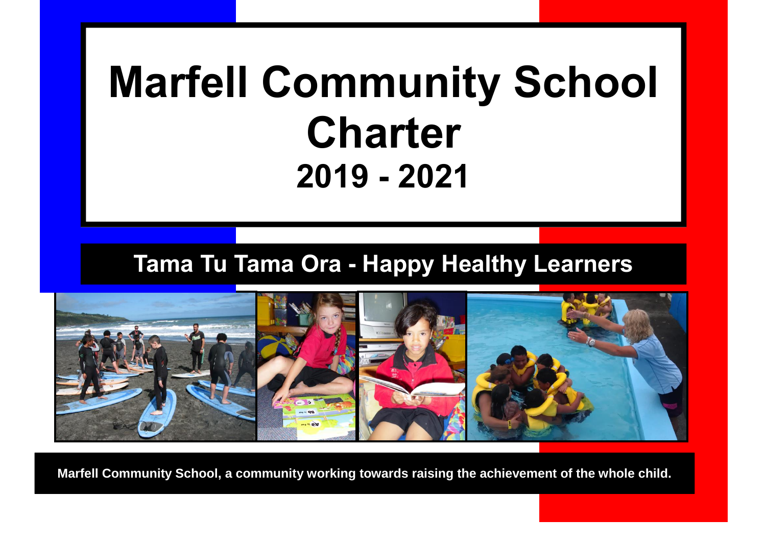# Marfell Community School Charter

## 2019 - 2021

**Tama Tu Tama Ora - Happy Healthy Learners**

**Marfell Community School, a community working towards raising the achievement of the whole child.**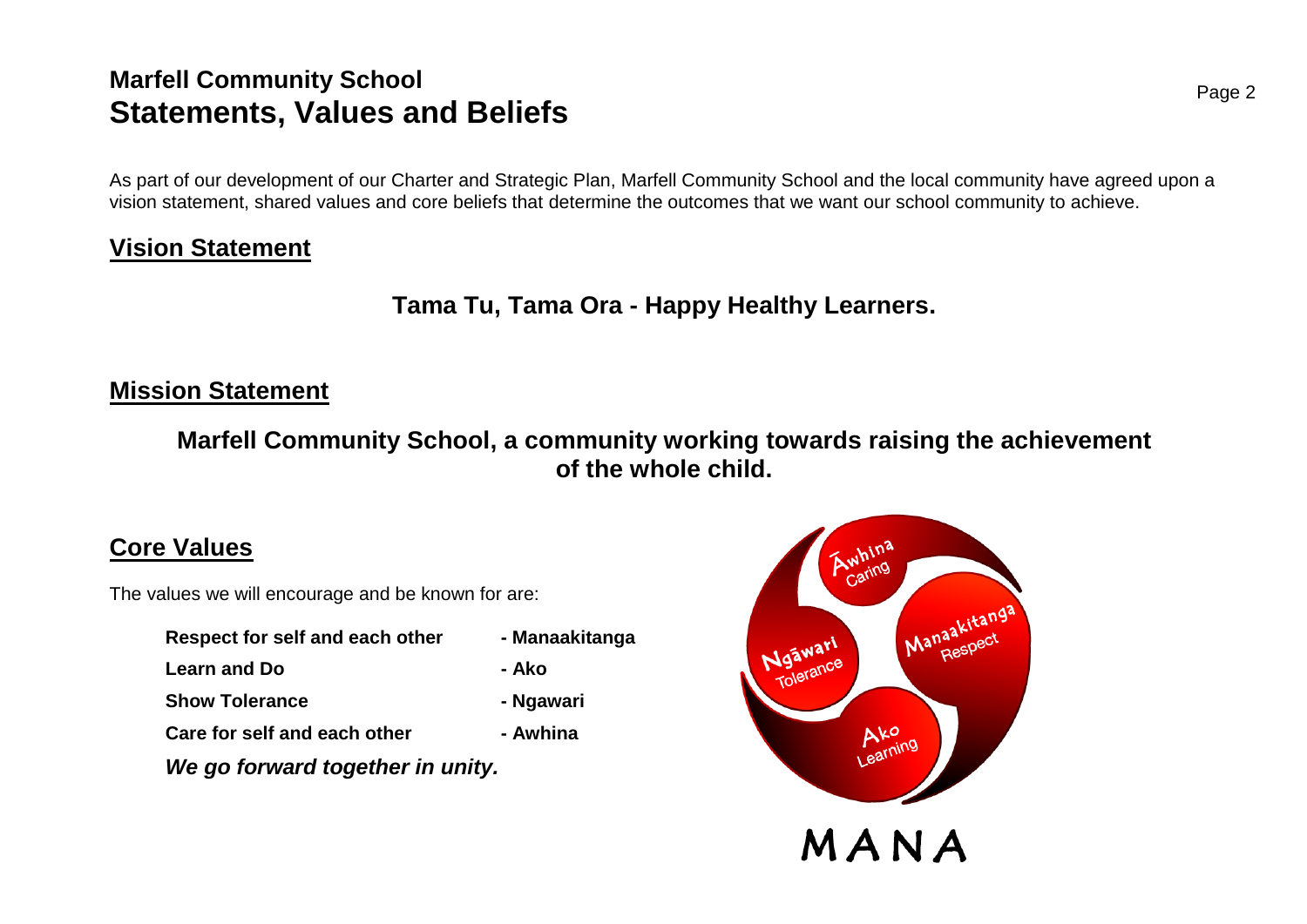# Marfell Community School

## Statements, Values and Beliefs

As part of our development of our Charter and Strategic Plan, Marfell Community School and the local community have agreed upon a vision statement, shared values and core beliefs that determine the outcomes that we want our school community to achieve.

## Vision Statement

**Tama Tu, Tama Ora - Happy Healthy Learners.**

## Mission Statement

**Marfell Community School, a community working towards raising the achievement of the whole child.**

## Core Values

The values we will encourage and be known for are:

| | |
|---|---|
| **Respect for self and each other** | **- Manaakitanga** |
| **Learn and Do** | **- Ako** |
| **Show Tolerance** | **- Ngawari** |
| **Care for self and each other** | **- Awhina** |

***We go forward together in unity.***

Āwhina
Caring

Manaakitanga
Respect

Ngāwari
Tolerance

Ako
Learning

MANA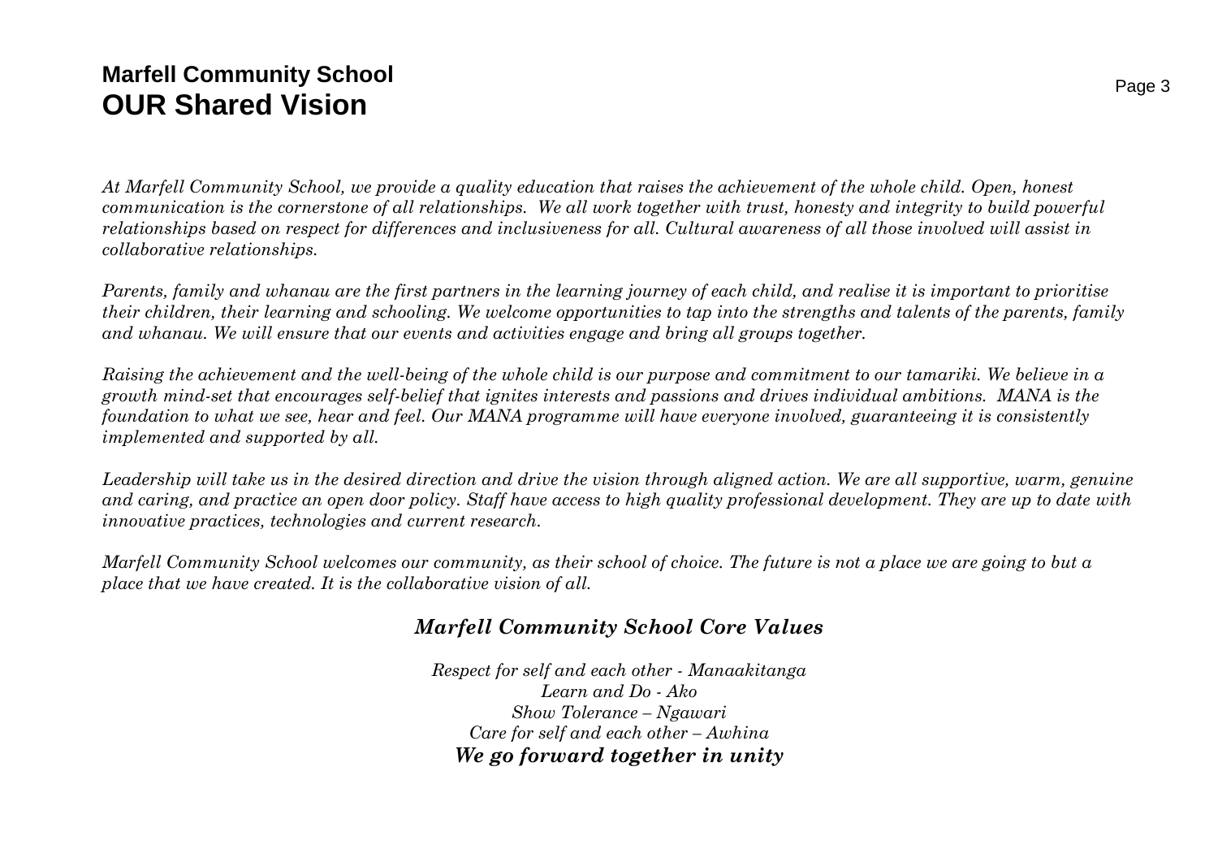## Marfell Community School
# OUR Shared Vision

*At Marfell Community School, we provide a quality education that raises the achievement of the whole child. Open, honest communication is the cornerstone of all relationships. We all work together with trust, honesty and integrity to build powerful relationships based on respect for differences and inclusiveness for all. Cultural awareness of all those involved will assist in collaborative relationships.*

*Parents, family and whanau are the first partners in the learning journey of each child, and realise it is important to prioritise their children, their learning and schooling. We welcome opportunities to tap into the strengths and talents of the parents, family and whanau. We will ensure that our events and activities engage and bring all groups together.*

*Raising the achievement and the well-being of the whole child is our purpose and commitment to our tamariki. We believe in a growth mind-set that encourages self-belief that ignites interests and passions and drives individual ambitions. MANA is the foundation to what we see, hear and feel. Our MANA programme will have everyone involved, guaranteeing it is consistently implemented and supported by all.*

*Leadership will take us in the desired direction and drive the vision through aligned action. We are all supportive, warm, genuine and caring, and practice an open door policy. Staff have access to high quality professional development. They are up to date with innovative practices, technologies and current research.*

*Marfell Community School welcomes our community, as their school of choice. The future is not a place we are going to but a place that we have created. It is the collaborative vision of all.*

### *Marfell Community School Core Values*

*Respect for self and each other - Manaakitanga*
*Learn and Do - Ako*
*Show Tolerance – Ngawari*
*Care for self and each other – Awhina*
***We go forward together in unity***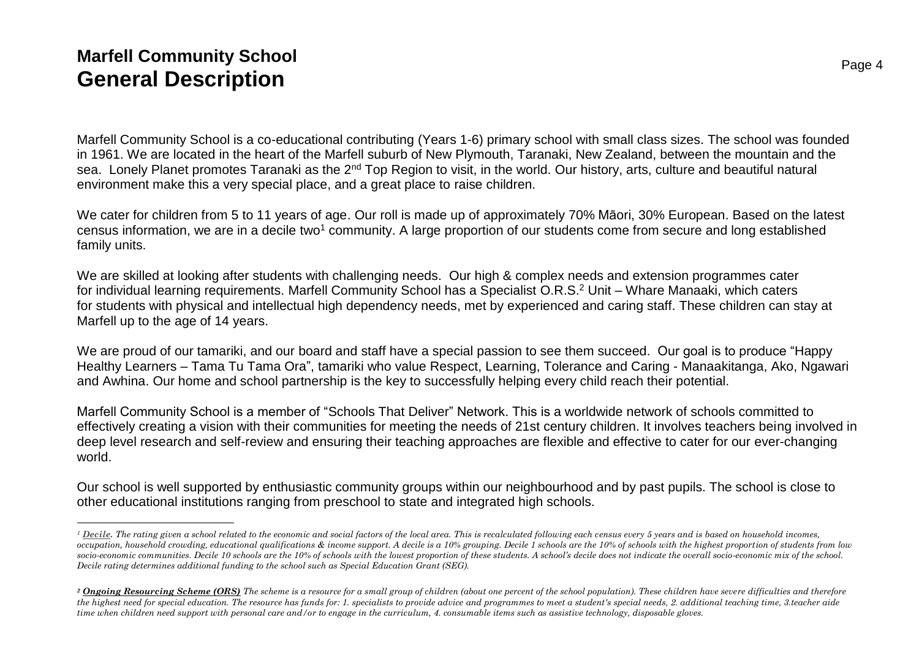# Marfell Community School
# General Description

Marfell Community School is a co-educational contributing (Years 1-6) primary school with small class sizes. The school was founded in 1961. We are located in the heart of the Marfell suburb of New Plymouth, Taranaki, New Zealand, between the mountain and the sea. Lonely Planet promotes Taranaki as the 2nd Top Region to visit, in the world. Our history, arts, culture and beautiful natural environment make this a very special place, and a great place to raise children.

We cater for children from 5 to 11 years of age. Our roll is made up of approximately 70% Māori, 30% European. Based on the latest census information, we are in a decile two[1] community. A large proportion of our students come from secure and long established family units.

We are skilled at looking after students with challenging needs. Our high & complex needs and extension programmes cater for individual learning requirements. Marfell Community School has a Specialist O.R.S.[2] Unit – Whare Manaaki, which caters for students with physical and intellectual high dependency needs, met by experienced and caring staff. These children can stay at Marfell up to the age of 14 years.

We are proud of our tamariki, and our board and staff have a special passion to see them succeed. Our goal is to produce "Happy Healthy Learners – Tama Tu Tama Ora", tamariki who value Respect, Learning, Tolerance and Caring - Manaakitanga, Ako, Ngawari and Awhina. Our home and school partnership is the key to successfully helping every child reach their potential.

Marfell Community School is a member of "Schools That Deliver" Network. This is a worldwide network of schools committed to effectively creating a vision with their communities for meeting the needs of 21st century children. It involves teachers being involved in deep level research and self-review and ensuring their teaching approaches are flexible and effective to cater for our ever-changing world.

Our school is well supported by enthusiastic community groups within our neighbourhood and by past pupils. The school is close to other educational institutions ranging from preschool to state and integrated high schools.

---

[1] ***Decile.*** *The rating given a school related to the economic and social factors of the local area. This is recalculated following each census every 5 years and is based on household incomes, occupation, household crowding, educational qualifications & income support. A decile is a 10% grouping. Decile 1 schools are the 10% of schools with the highest proportion of students from low socio-economic communities. Decile 10 schools are the 10% of schools with the lowest proportion of these students. A school's decile does not indicate the overall socio-economic mix of the school. Decile rating determines additional funding to the school such as Special Education Grant (SEG).*

[2] ***Ongoing Resourcing Scheme (ORS)*** *The scheme is a resource for a small group of children (about one percent of the school population). These children have severe difficulties and therefore the highest need for special education. The resource has funds for: 1. specialists to provide advice and programmes to meet a student's special needs, 2. additional teaching time, 3.teacher aide time when children need support with personal care and/or to engage in the curriculum, 4. consumable items such as assistive technology, disposable gloves.*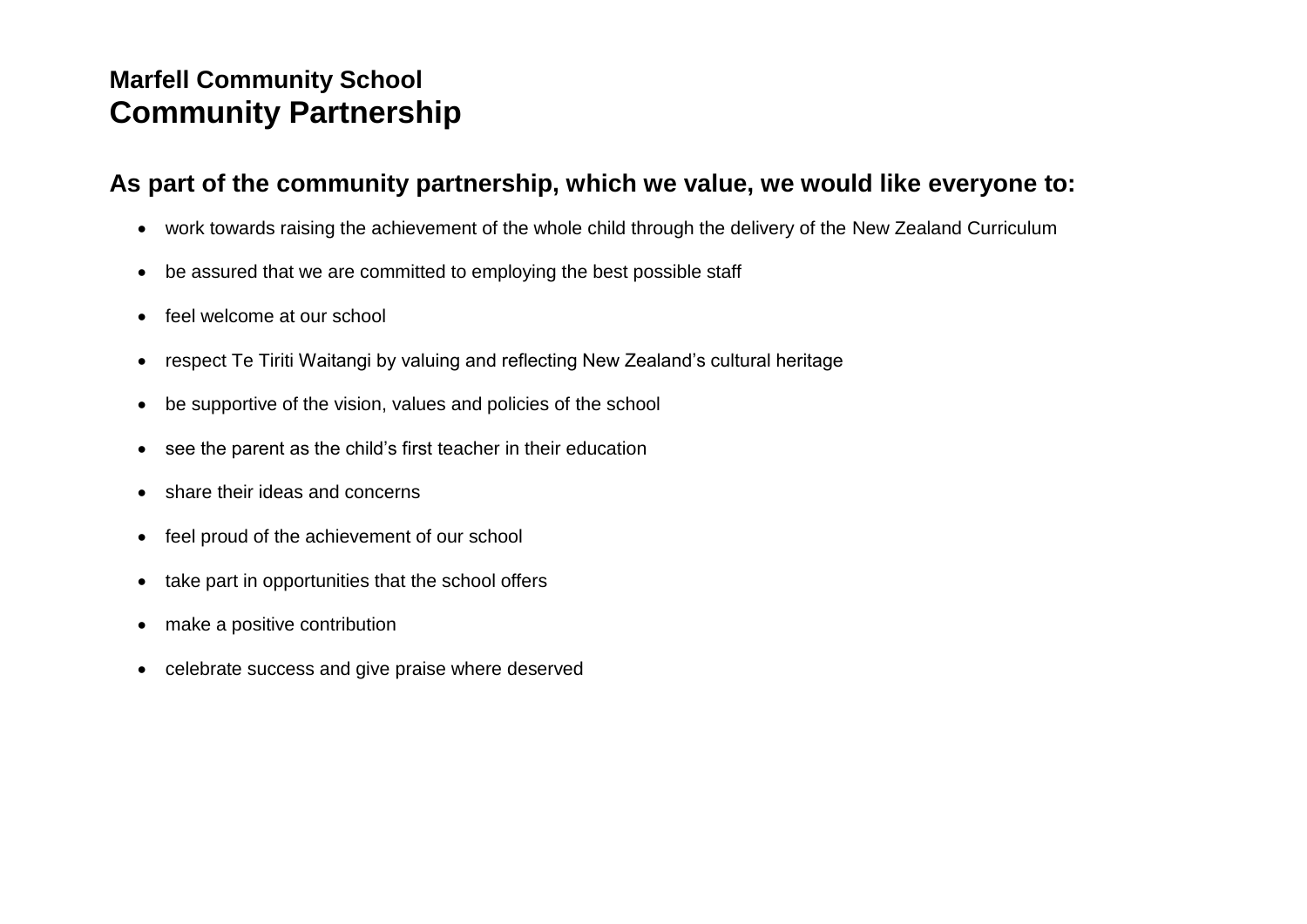# Marfell Community School
# Community Partnership

## As part of the community partnership, which we value, we would like everyone to:

- work towards raising the achievement of the whole child through the delivery of the New Zealand Curriculum
- be assured that we are committed to employing the best possible staff
- feel welcome at our school
- respect Te Tiriti Waitangi by valuing and reflecting New Zealand's cultural heritage
- be supportive of the vision, values and policies of the school
- see the parent as the child's first teacher in their education
- share their ideas and concerns
- feel proud of the achievement of our school
- take part in opportunities that the school offers
- make a positive contribution
- celebrate success and give praise where deserved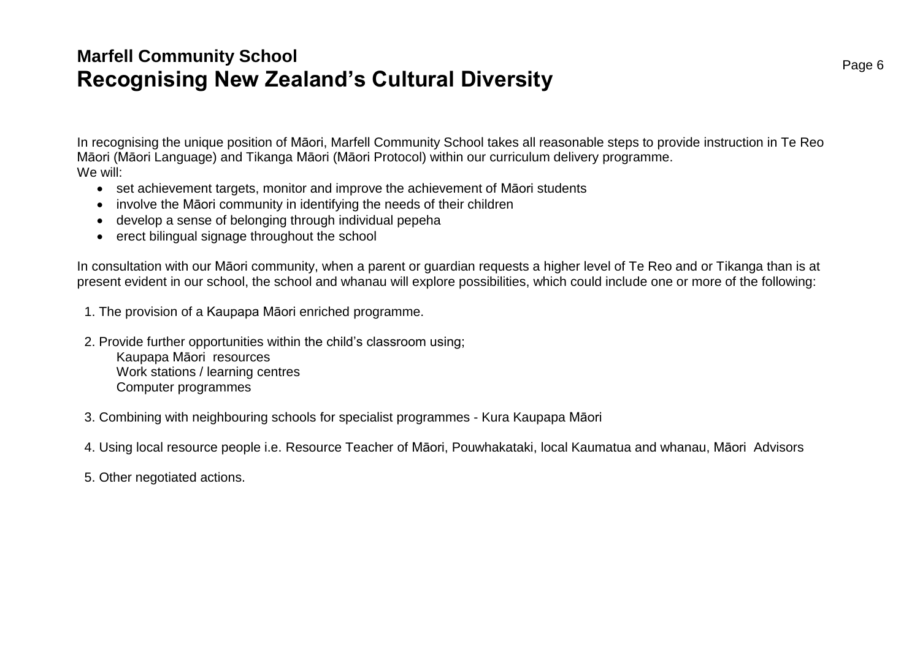# Marfell Community School
# Recognising New Zealand's Cultural Diversity

In recognising the unique position of Māori, Marfell Community School takes all reasonable steps to provide instruction in Te Reo Māori (Māori Language) and Tikanga Māori (Māori Protocol) within our curriculum delivery programme.
We will:

- set achievement targets, monitor and improve the achievement of Māori students
- involve the Māori community in identifying the needs of their children
- develop a sense of belonging through individual pepeha
- erect bilingual signage throughout the school

In consultation with our Māori community, when a parent or guardian requests a higher level of Te Reo and or Tikanga than is at present evident in our school, the school and whanau will explore possibilities, which could include one or more of the following:

1. The provision of a Kaupapa Māori enriched programme.

2. Provide further opportunities within the child's classroom using;
   Kaupapa Māori resources
   Work stations / learning centres
   Computer programmes

3. Combining with neighbouring schools for specialist programmes - Kura Kaupapa Māori

4. Using local resource people i.e. Resource Teacher of Māori, Pouwhakataki, local Kaumatua and whanau, Māori Advisors

5. Other negotiated actions.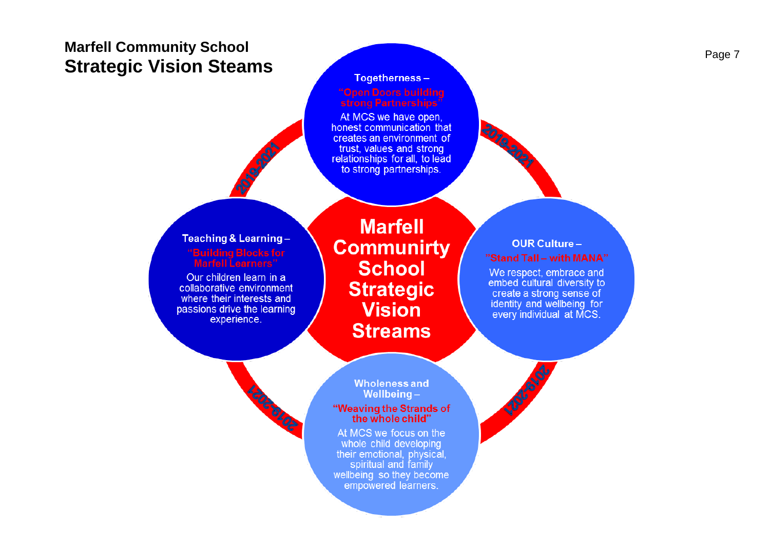**Marfell Community School**

# Strategic Vision Steams

## Marfell Communirty School Strategic Vision Streams

### Togetherness –

**"Open Doors building strong Partnerships"**

At MCS we have open, honest communication that creates an environment of trust, values and strong relationships for all, to lead to strong partnerships.

### Teaching & Learning –

**"Building Blocks for Marfell Learners"**

Our children learn in a collaborative environment where their interests and passions drive the learning experience.

### OUR Culture –

**"Stand Tall – with MANA"**

We respect, embrace and embed cultural diversity to create a strong sense of identity and wellbeing for every individual at MCS.

### Wholeness and Wellbeing –

**"Weaving the Strands of the whole child"**

At MCS we focus on the whole child developing their emotional, physical, spiritual and family wellbeing so they become empowered learners.

2019-2021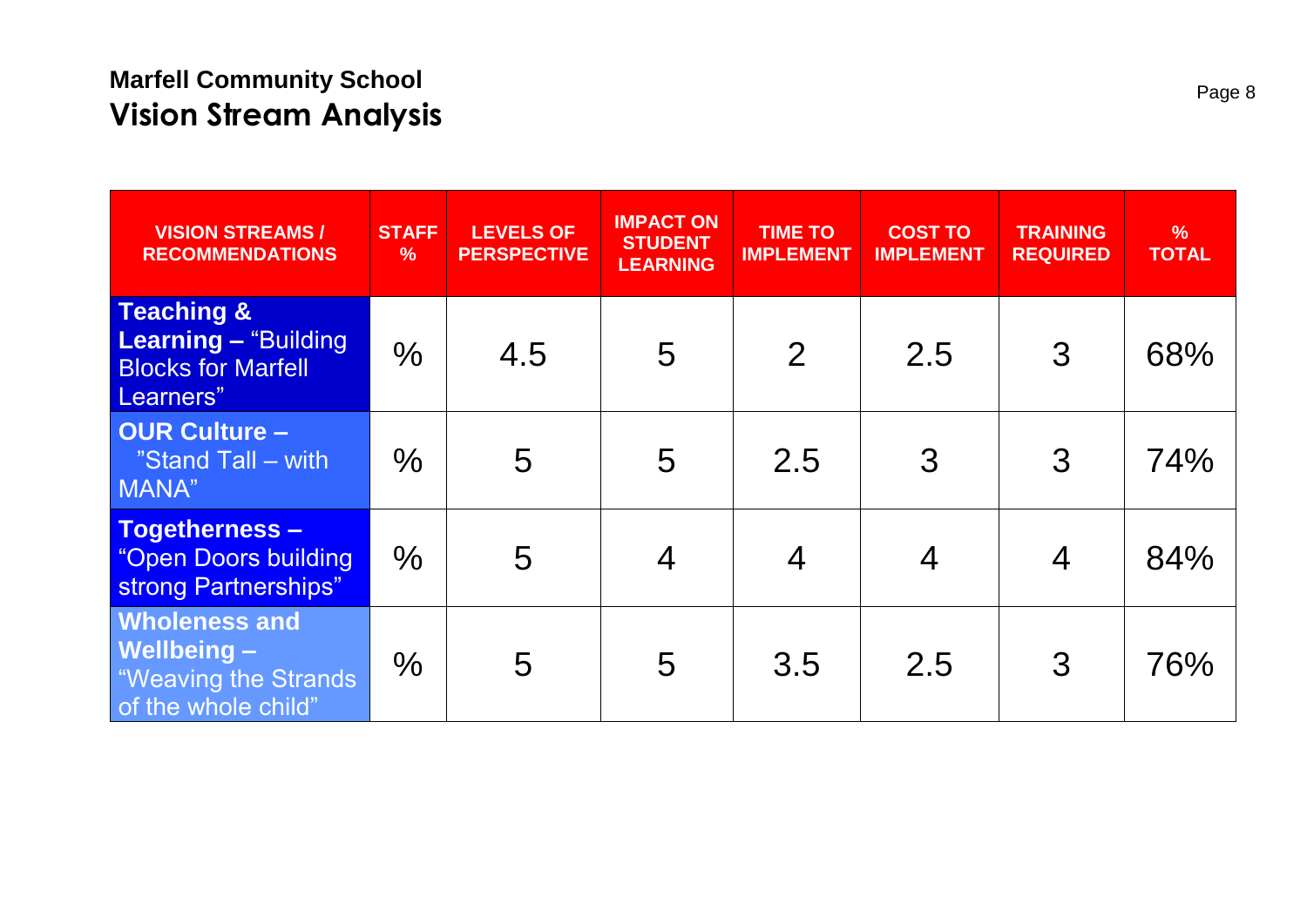**Marfell Community School**

# Vision Stream Analysis

| VISION STREAMS / RECOMMENDATIONS | STAFF % | LEVELS OF PERSPECTIVE | IMPACT ON STUDENT LEARNING | TIME TO IMPLEMENT | COST TO IMPLEMENT | TRAINING REQUIRED | % TOTAL |
|---|---|---|---|---|---|---|---|
| **Teaching & Learning –** "Building Blocks for Marfell Learners" | % | 4.5 | 5 | 2 | 2.5 | 3 | 68% |
| **OUR Culture –** "Stand Tall – with MANA" | % | 5 | 5 | 2.5 | 3 | 3 | 74% |
| **Togetherness –** "Open Doors building strong Partnerships" | % | 5 | 4 | 4 | 4 | 4 | 84% |
| **Wholeness and Wellbeing –** "Weaving the Strands of the whole child" | % | 5 | 5 | 3.5 | 2.5 | 3 | 76% |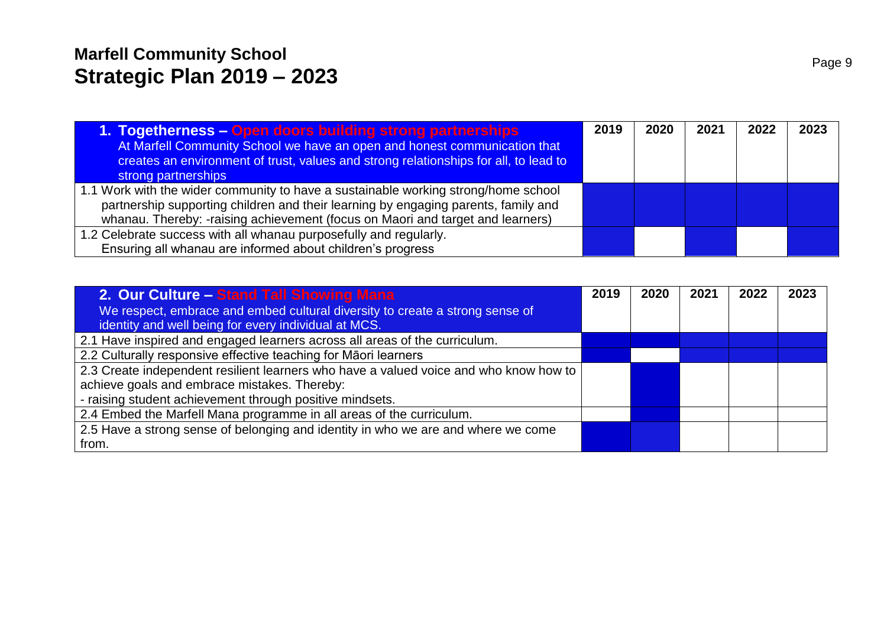# Marfell Community School
# Strategic Plan 2019 – 2023

| **1. Togetherness – Open doors building strong partnerships**<br>At Marfell Community School we have an open and honest communication that creates an environment of trust, values and strong relationships for all, to lead to strong partnerships | 2019 | 2020 | 2021 | 2022 | 2023 |
|---|---|---|---|---|---|
| 1.1 Work with the wider community to have a sustainable working strong/home school partnership supporting children and their learning by engaging parents, family and whanau. Thereby: -raising achievement (focus on Maori and target and learners) | | | | | |
| 1.2 Celebrate success with all whanau purposefully and regularly.<br>Ensuring all whanau are informed about children's progress | | | | | |

| **2. Our Culture – Stand Tall Showing Mana**<br>We respect, embrace and embed cultural diversity to create a strong sense of identity and well being for every individual at MCS. | 2019 | 2020 | 2021 | 2022 | 2023 |
|---|---|---|---|---|---|
| 2.1 Have inspired and engaged learners across all areas of the curriculum. | | | | | |
| 2.2 Culturally responsive effective teaching for Māori learners | | | | | |
| 2.3 Create independent resilient learners who have a valued voice and who know how to achieve goals and embrace mistakes. Thereby:<br>- raising student achievement through positive mindsets. | | | | | |
| 2.4 Embed the Marfell Mana programme in all areas of the curriculum. | | | | | |
| 2.5 Have a strong sense of belonging and identity in who we are and where we come from. | | | | | |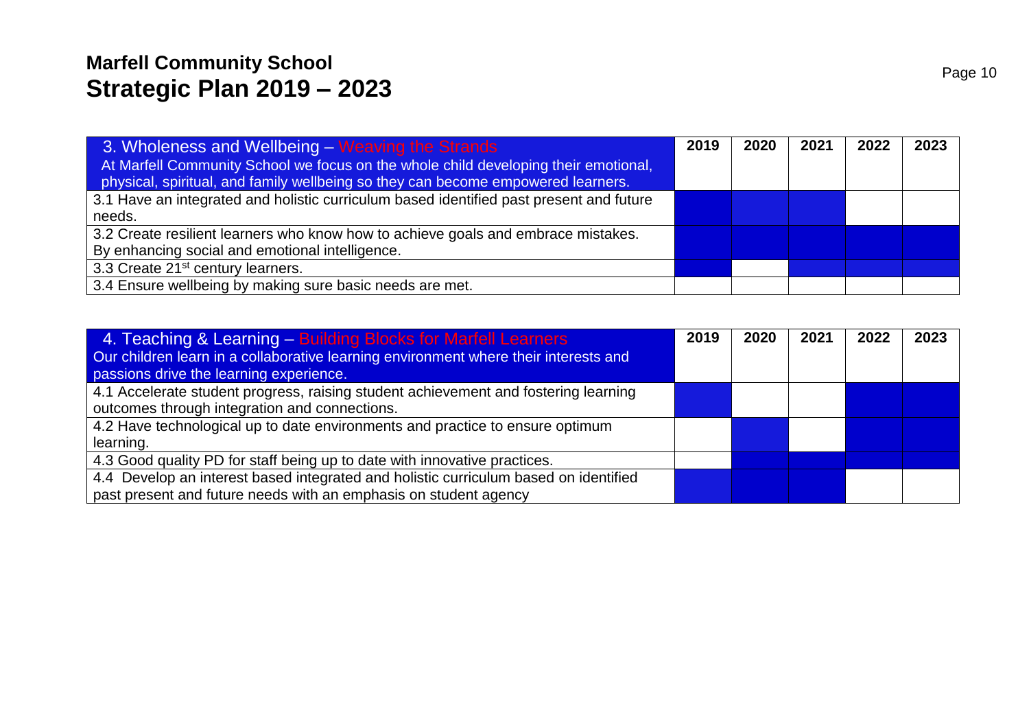| 3. Wholeness and Wellbeing – Weaving the Strands<br>At Marfell Community School we focus on the whole child developing their emotional, physical, spiritual, and family wellbeing so they can become empowered learners. | 2019 | 2020 | 2021 | 2022 | 2023 |
|---|---|---|---|---|---|
| 3.1 Have an integrated and holistic curriculum based identified past present and future needs. | | | | | |
| 3.2 Create resilient learners who know how to achieve goals and embrace mistakes. By enhancing social and emotional intelligence. | | | | | |
| 3.3 Create 21st century learners. | | | | | |
| 3.4 Ensure wellbeing by making sure basic needs are met. | | | | | |

| 4. Teaching & Learning – Building Blocks for Marfell Learners<br>Our children learn in a collaborative learning environment where their interests and passions drive the learning experience. | 2019 | 2020 | 2021 | 2022 | 2023 |
|---|---|---|---|---|---|
| 4.1 Accelerate student progress, raising student achievement and fostering learning outcomes through integration and connections. | | | | | |
| 4.2 Have technological up to date environments and practice to ensure optimum learning. | | | | | |
| 4.3 Good quality PD for staff being up to date with innovative practices. | | | | | |
| 4.4 Develop an interest based integrated and holistic curriculum based on identified past present and future needs with an emphasis on student agency | | | | | |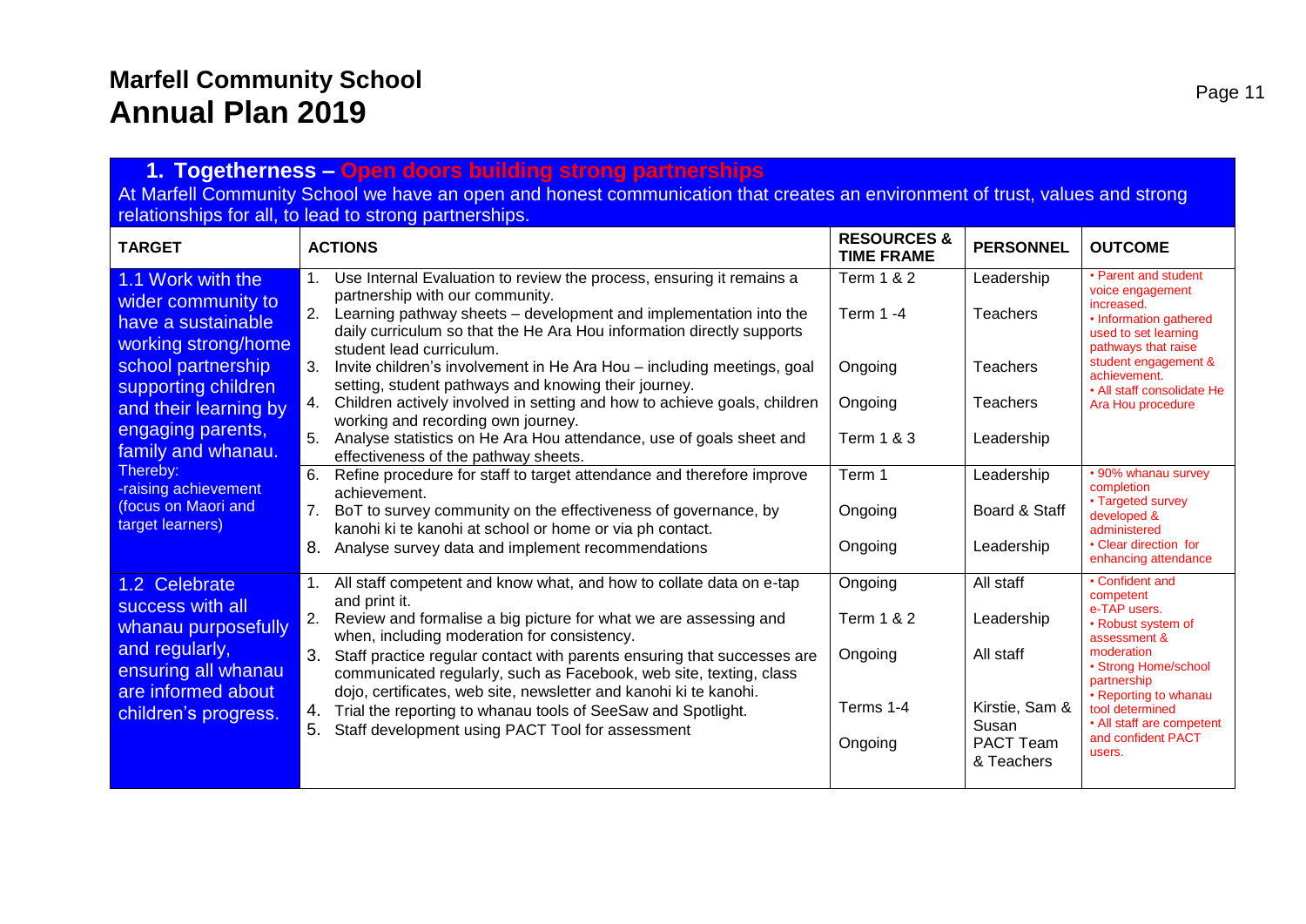# Marfell Community School
# Annual Plan 2019

## 1. Togetherness – Open doors building strong partnerships

At Marfell Community School we have an open and honest communication that creates an environment of trust, values and strong relationships for all, to lead to strong partnerships.

| TARGET | ACTIONS | RESOURCES & TIME FRAME | PERSONNEL | OUTCOME |
|---|---|---|---|---|
| 1.1 Work with the wider community to have a sustainable working strong/home school partnership supporting children and their learning by engaging parents, family and whanau. Thereby: -raising achievement (focus on Maori and target learners) | 1. Use Internal Evaluation to review the process, ensuring it remains a partnership with our community.<br>2. Learning pathway sheets – development and implementation into the daily curriculum so that the He Ara Hou information directly supports student lead curriculum.<br>3. Invite children's involvement in He Ara Hou – including meetings, goal setting, student pathways and knowing their journey.<br>4. Children actively involved in setting and how to achieve goals, children working and recording own journey.<br>5. Analyse statistics on He Ara Hou attendance, use of goals sheet and effectiveness of the pathway sheets. | Term 1 & 2<br>Term 1 -4<br>Ongoing<br>Ongoing<br>Term 1 & 3 | Leadership<br>Teachers<br>Teachers<br>Teachers<br>Leadership | • Parent and student voice engagement increased.<br>• Information gathered used to set learning pathways that raise student engagement & achievement.<br>• All staff consolidate He Ara Hou procedure |
| | 6. Refine procedure for staff to target attendance and therefore improve achievement.<br>7. BoT to survey community on the effectiveness of governance, by kanohi ki te kanohi at school or home or via ph contact.<br>8. Analyse survey data and implement recommendations | Term 1<br>Ongoing<br>Ongoing | Leadership<br>Board & Staff<br>Leadership | • 90% whanau survey completion<br>• Targeted survey developed & administered<br>• Clear direction for enhancing attendance |
| 1.2 Celebrate success with all whanau purposefully and regularly, ensuring all whanau are informed about children's progress. | 1. All staff competent and know what, and how to collate data on e-tap and print it.<br>2. Review and formalise a big picture for what we are assessing and when, including moderation for consistency.<br>3. Staff practice regular contact with parents ensuring that successes are communicated regularly, such as Facebook, web site, texting, class dojo, certificates, web site, newsletter and kanohi ki te kanohi.<br>4. Trial the reporting to whanau tools of SeeSaw and Spotlight.<br>5. Staff development using PACT Tool for assessment | Ongoing<br>Term 1 & 2<br>Ongoing<br>Terms 1-4<br>Ongoing | All staff<br>Leadership<br>All staff<br>Kirstie, Sam & Susan<br>PACT Team & Teachers | • Confident and competent e-TAP users.<br>• Robust system of assessment & moderation<br>• Strong Home/school partnership<br>• Reporting to whanau tool determined<br>• All staff are competent and confident PACT users. |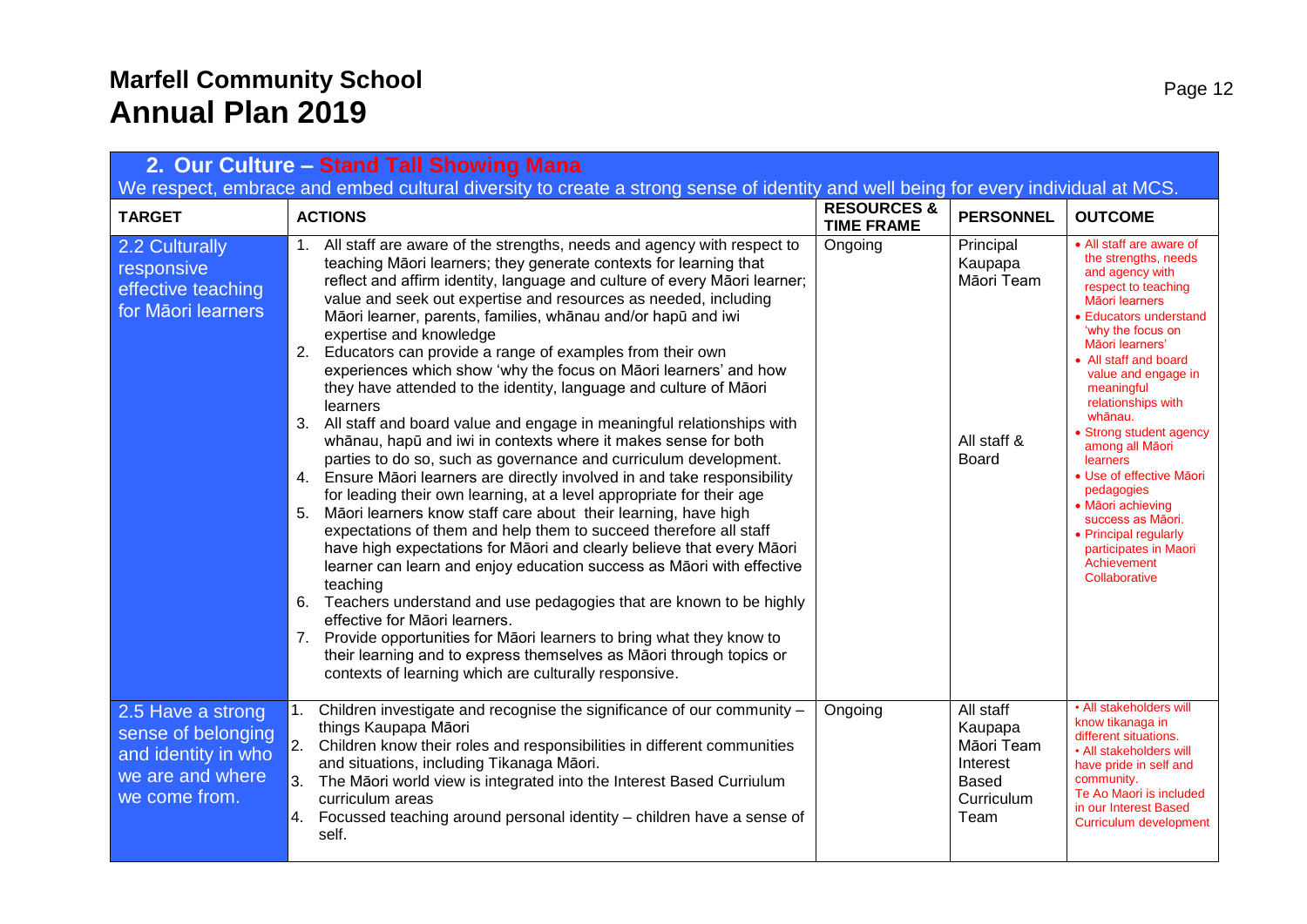# Marfell Community School
# Annual Plan 2019

## 2. Our Culture – Stand Tall Showing Mana

We respect, embrace and embed cultural diversity to create a strong sense of identity and well being for every individual at MCS.

| TARGET | ACTIONS | RESOURCES & TIME FRAME | PERSONNEL | OUTCOME |
|---|---|---|---|---|
| 2.2 Culturally responsive effective teaching for Māori learners | 1. All staff are aware of the strengths, needs and agency with respect to teaching Māori learners; they generate contexts for learning that reflect and affirm identity, language and culture of every Māori learner; value and seek out expertise and resources as needed, including Māori learner, parents, families, whānau and/or hapū and iwi expertise and knowledge<br>2. Educators can provide a range of examples from their own experiences which show 'why the focus on Māori learners' and how they have attended to the identity, language and culture of Māori learners<br>3. All staff and board value and engage in meaningful relationships with whānau, hapū and iwi in contexts where it makes sense for both parties to do so, such as governance and curriculum development.<br>4. Ensure Māori learners are directly involved in and take responsibility for leading their own learning, at a level appropriate for their age<br>5. Māori learners know staff care about their learning, have high expectations of them and help them to succeed therefore all staff have high expectations for Māori and clearly believe that every Māori learner can learn and enjoy education success as Māori with effective teaching<br>6. Teachers understand and use pedagogies that are known to be highly effective for Māori learners.<br>7. Provide opportunities for Māori learners to bring what they know to their learning and to express themselves as Māori through topics or contexts of learning which are culturally responsive. | Ongoing | Principal<br>Kaupapa Māori Team<br><br>All staff & Board | • All staff are aware of the strengths, needs and agency with respect to teaching Māori learners<br>• Educators understand 'why the focus on Māori learners'<br>• All staff and board value and engage in meaningful relationships with whānau.<br>• Strong student agency among all Māori learners<br>• Use of effective Māori pedagogies<br>• Māori achieving success as Māori.<br>• Principal regularly participates in Maori Achievement Collaborative |
| 2.5 Have a strong sense of belonging and identity in who we are and where we come from. | 1. Children investigate and recognise the significance of our community – things Kaupapa Māori<br>2. Children know their roles and responsibilities in different communities and situations, including Tikanaga Māori.<br>3. The Māori world view is integrated into the Interest Based Curriulum curriculum areas<br>4. Focussed teaching around personal identity – children have a sense of self. | Ongoing | All staff<br>Kaupapa Māori Team<br>Interest Based Curriculum Team | • All stakeholders will know tikanaga in different situations.<br>• All stakeholders will have pride in self and community.<br>Te Ao Maori is included in our Interest Based Curriculum development |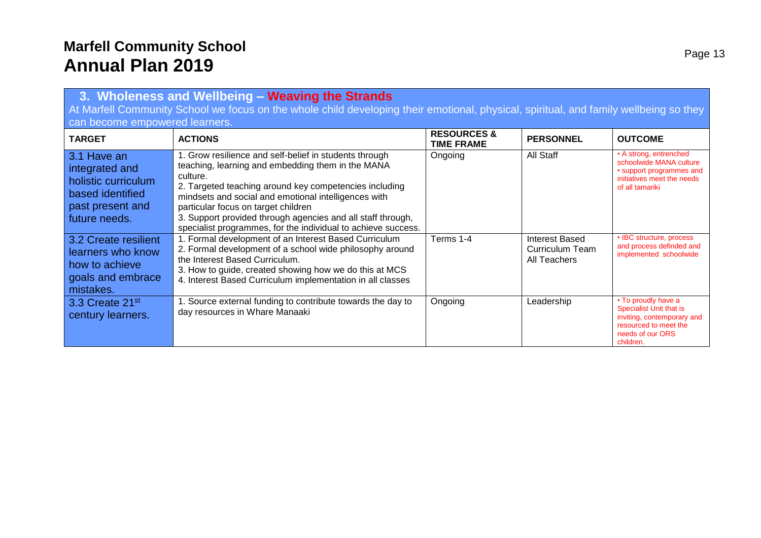# Marfell Community School
# Annual Plan 2019

## 3. Wholeness and Wellbeing – Weaving the Strands

At Marfell Community School we focus on the whole child developing their emotional, physical, spiritual, and family wellbeing so they can become empowered learners.

| TARGET | ACTIONS | RESOURCES & TIME FRAME | PERSONNEL | OUTCOME |
|---|---|---|---|---|
| 3.1 Have an integrated and holistic curriculum based identified past present and future needs. | 1. Grow resilience and self-belief in students through teaching, learning and embedding them in the MANA culture.<br>2. Targeted teaching around key competencies including mindsets and social and emotional intelligences with particular focus on target children<br>3. Support provided through agencies and all staff through, specialist programmes, for the individual to achieve success. | Ongoing | All Staff | • A strong, entrenched schoolwide MANA culture<br>• support programmes and initiatives meet the needs of all tamariki |
| 3.2 Create resilient learners who know how to achieve goals and embrace mistakes. | 1. Formal development of an Interest Based Curriculum<br>2. Formal development of a school wide philosophy around the Interest Based Curriculum.<br>3. How to guide, created showing how we do this at MCS<br>4. Interest Based Curriculum implementation in all classes | Terms 1-4 | Interest Based Curriculum Team<br>All Teachers | • IBC structure, process and process definded and implemented schoolwide |
| 3.3 Create 21st century learners. | 1. Source external funding to contribute towards the day to day resources in Whare Manaaki | Ongoing | Leadership | • To proudly have a Specialist Unit that is inviting, contemporary and resourced to meet the needs of our ORS children. |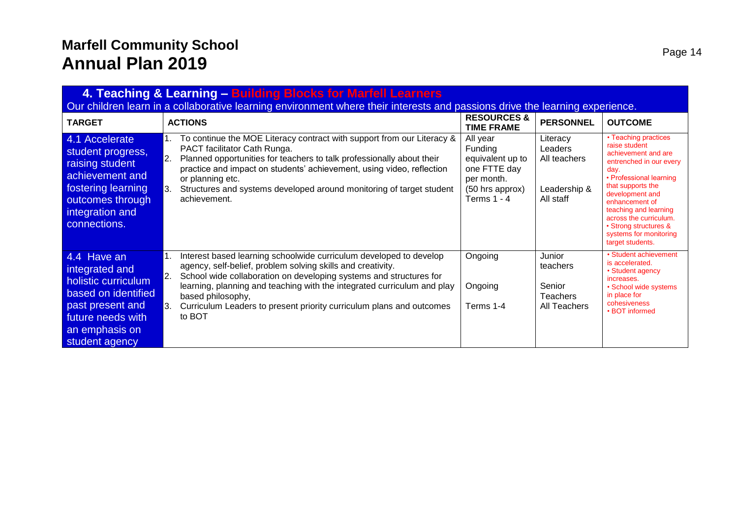# Marfell Community School
# Annual Plan 2019

## 4. Teaching & Learning – Building Blocks for Marfell Learners

Our children learn in a collaborative learning environment where their interests and passions drive the learning experience.

| TARGET | ACTIONS | RESOURCES & TIME FRAME | PERSONNEL | OUTCOME |
|---|---|---|---|---|
| 4.1 Accelerate student progress, raising student achievement and fostering learning outcomes through integration and connections. | 1. To continue the MOE Literacy contract with support from our Literacy & PACT facilitator Cath Runga.<br>2. Planned opportunities for teachers to talk professionally about their practice and impact on students' achievement, using video, reflection or planning etc.<br>3. Structures and systems developed around monitoring of target student achievement. | All year<br>Funding equivalent up to one FTTE day per month.<br>(50 hrs approx)<br>Terms 1 - 4 | Literacy Leaders<br>All teachers<br><br>Leadership & All staff | • Teaching practices raise student achievement and are entrenched in our every day.<br>• Professional learning that supports the development and enhancement of teaching and learning across the curriculum.<br>• Strong structures & systems for monitoring target students. |
| 4.4 Have an integrated and holistic curriculum based on identified past present and future needs with an emphasis on student agency | 1. Interest based learning schoolwide curriculum developed to develop agency, self-belief, problem solving skills and creativity.<br>2. School wide collaboration on developing systems and structures for learning, planning and teaching with the integrated curriculum and play based philosophy,<br>3. Curriculum Leaders to present priority curriculum plans and outcomes to BOT | Ongoing<br><br>Ongoing<br><br>Terms 1-4 | Junior teachers<br><br>Senior Teachers<br>All Teachers | • Student achievement is accelerated.<br>• Student agency increases.<br>• School wide systems in place for cohesiveness<br>• BOT informed |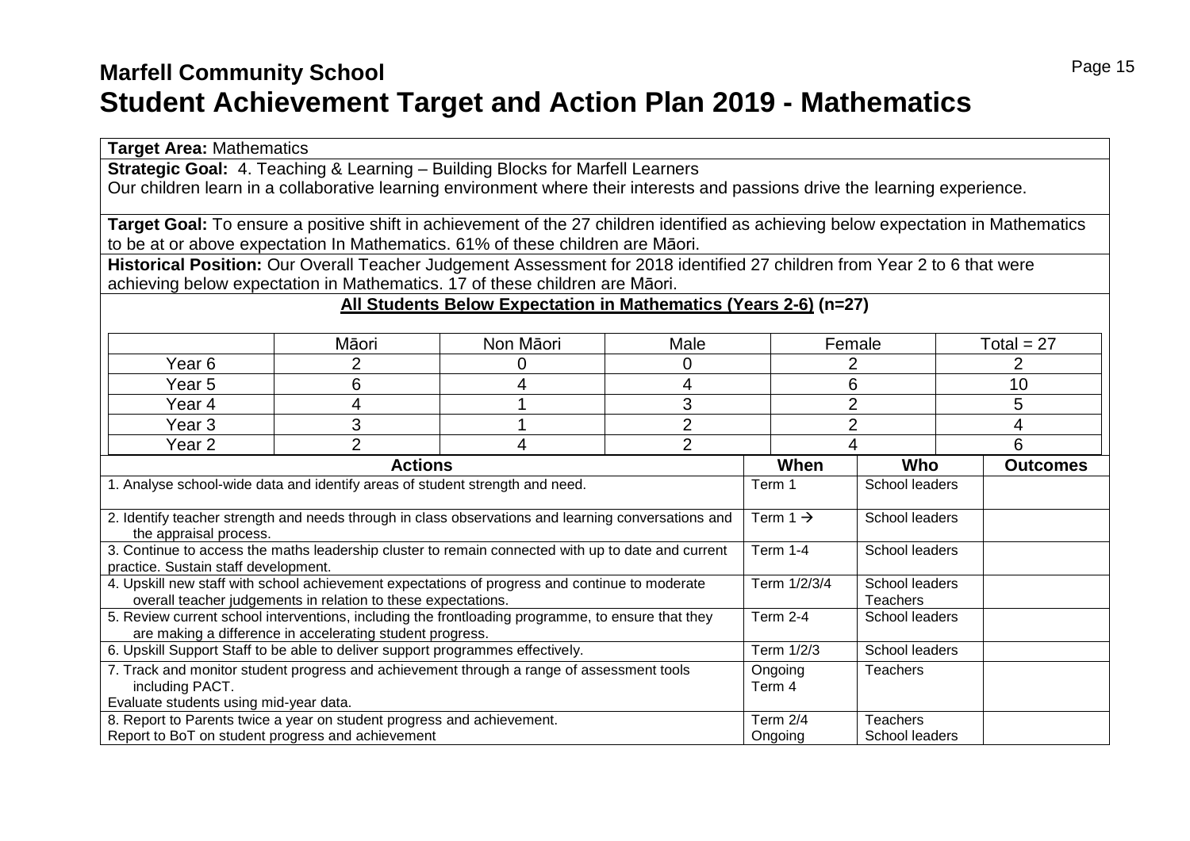# Marfell Community School
# Student Achievement Target and Action Plan 2019 - Mathematics

**Target Area:** Mathematics

**Strategic Goal:** 4. Teaching & Learning – Building Blocks for Marfell Learners
Our children learn in a collaborative learning environment where their interests and passions drive the learning experience.

**Target Goal:** To ensure a positive shift in achievement of the 27 children identified as achieving below expectation in Mathematics to be at or above expectation In Mathematics. 61% of these children are Māori.

**Historical Position:** Our Overall Teacher Judgement Assessment for 2018 identified 27 children from Year 2 to 6 that were achieving below expectation in Mathematics. 17 of these children are Māori.

**All Students Below Expectation in Mathematics (Years 2-6) (n=27)**

| | Māori | Non Māori | Male | Female | Total = 27 |
|---|---|---|---|---|---|
| Year 6 | 2 | 0 | 0 | 2 | 2 |
| Year 5 | 6 | 4 | 4 | 6 | 10 |
| Year 4 | 4 | 1 | 3 | 2 | 5 |
| Year 3 | 3 | 1 | 2 | 2 | 4 |
| Year 2 | 2 | 4 | 2 | 4 | 6 |

| Actions | When | Who | Outcomes |
|---|---|---|---|
| 1. Analyse school-wide data and identify areas of student strength and need. | Term 1 | School leaders | |
| 2. Identify teacher strength and needs through in class observations and learning conversations and the appraisal process. | Term 1 → | School leaders | |
| 3. Continue to access the maths leadership cluster to remain connected with up to date and current practice. Sustain staff development. | Term 1-4 | School leaders | |
| 4. Upskill new staff with school achievement expectations of progress and continue to moderate overall teacher judgements in relation to these expectations. | Term 1/2/3/4 | School leaders<br>Teachers | |
| 5. Review current school interventions, including the frontloading programme, to ensure that they are making a difference in accelerating student progress. | Term 2-4 | School leaders | |
| 6. Upskill Support Staff to be able to deliver support programmes effectively. | Term 1/2/3 | School leaders | |
| 7. Track and monitor student progress and achievement through a range of assessment tools including PACT.<br>Evaluate students using mid-year data. | Ongoing<br>Term 4 | Teachers | |
| 8. Report to Parents twice a year on student progress and achievement.<br>Report to BoT on student progress and achievement | Term 2/4<br>Ongoing | Teachers<br>School leaders | |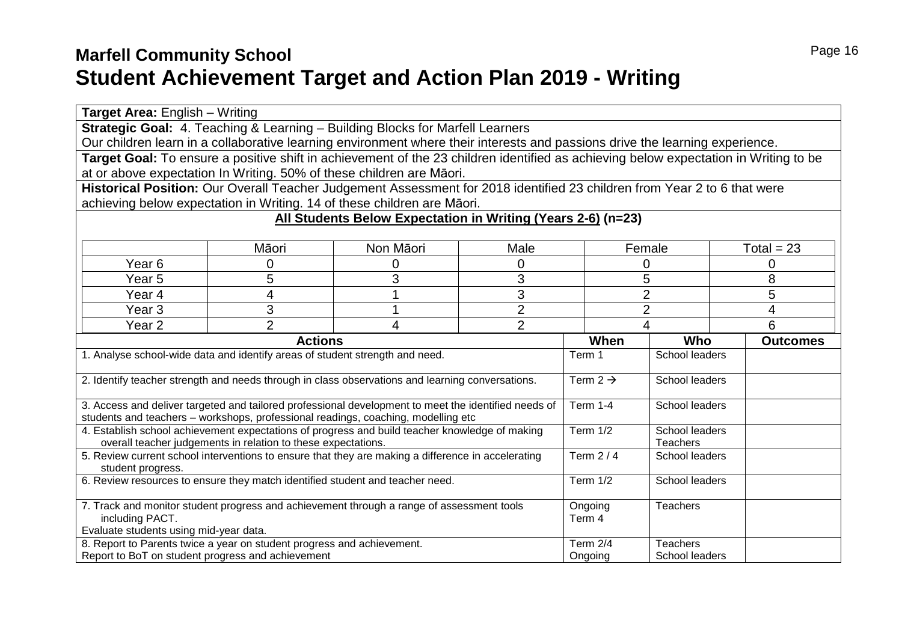# Marfell Community School

# Student Achievement Target and Action Plan 2019 - Writing

**Target Area:** English – Writing

**Strategic Goal:** 4. Teaching & Learning – Building Blocks for Marfell Learners
Our children learn in a collaborative learning environment where their interests and passions drive the learning experience.

**Target Goal:** To ensure a positive shift in achievement of the 23 children identified as achieving below expectation in Writing to be at or above expectation In Writing. 50% of these children are Māori.

**Historical Position:** Our Overall Teacher Judgement Assessment for 2018 identified 23 children from Year 2 to 6 that were achieving below expectation in Writing. 14 of these children are Māori.

**All Students Below Expectation in Writing (Years 2-6) (n=23)**

| | Māori | Non Māori | Male | Female | Total = 23 |
|---|---|---|---|---|---|
| Year 6 | 0 | 0 | 0 | 0 | 0 |
| Year 5 | 5 | 3 | 3 | 5 | 8 |
| Year 4 | 4 | 1 | 3 | 2 | 5 |
| Year 3 | 3 | 1 | 2 | 2 | 4 |
| Year 2 | 2 | 4 | 2 | 4 | 6 |

| Actions | When | Who | Outcomes |
|---|---|---|---|
| 1. Analyse school-wide data and identify areas of student strength and need. | Term 1 | School leaders | |
| 2. Identify teacher strength and needs through in class observations and learning conversations. | Term 2 → | School leaders | |
| 3. Access and deliver targeted and tailored professional development to meet the identified needs of students and teachers – workshops, professional readings, coaching, modelling etc | Term 1-4 | School leaders | |
| 4. Establish school achievement expectations of progress and build teacher knowledge of making overall teacher judgements in relation to these expectations. | Term 1/2 | School leaders<br>Teachers | |
| 5. Review current school interventions to ensure that they are making a difference in accelerating student progress. | Term 2 / 4 | School leaders | |
| 6. Review resources to ensure they match identified student and teacher need. | Term 1/2 | School leaders | |
| 7. Track and monitor student progress and achievement through a range of assessment tools including PACT.<br>Evaluate students using mid-year data. | Ongoing<br>Term 4 | Teachers | |
| 8. Report to Parents twice a year on student progress and achievement.<br>Report to BoT on student progress and achievement | Term 2/4<br>Ongoing | Teachers<br>School leaders | |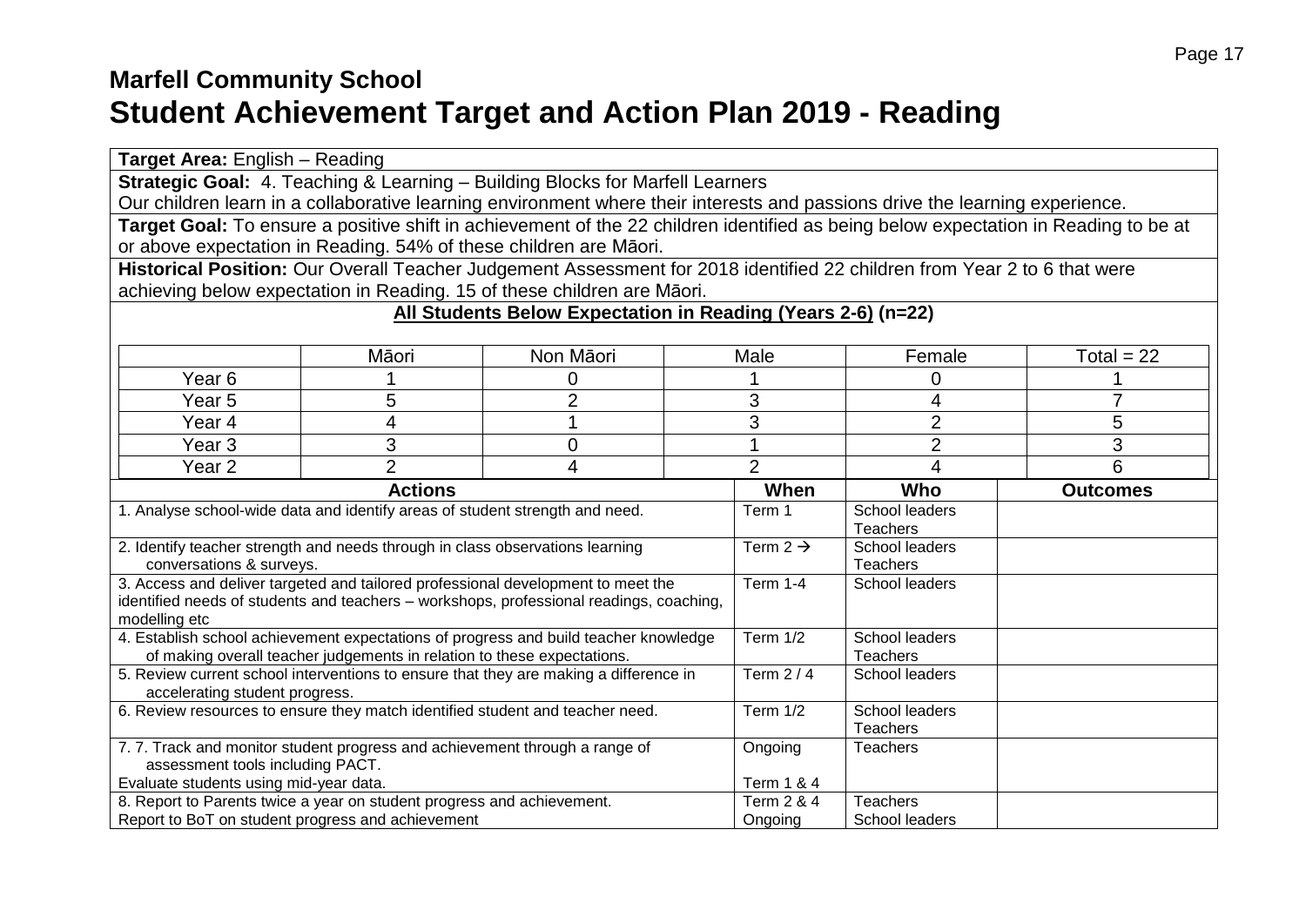## Marfell Community School

# Student Achievement Target and Action Plan 2019 - Reading

**Target Area:** English – Reading

**Strategic Goal:** 4. Teaching & Learning – Building Blocks for Marfell Learners
Our children learn in a collaborative learning environment where their interests and passions drive the learning experience.

**Target Goal:** To ensure a positive shift in achievement of the 22 children identified as being below expectation in Reading to be at or above expectation in Reading. 54% of these children are Māori.

**Historical Position:** Our Overall Teacher Judgement Assessment for 2018 identified 22 children from Year 2 to 6 that were achieving below expectation in Reading. 15 of these children are Māori.

**All Students Below Expectation in Reading (Years 2-6) (n=22)**

| | Māori | Non Māori | Male | Female | Total = 22 |
|---|---|---|---|---|---|
| Year 6 | 1 | 0 | 1 | 0 | 1 |
| Year 5 | 5 | 2 | 3 | 4 | 7 |
| Year 4 | 4 | 1 | 3 | 2 | 5 |
| Year 3 | 3 | 0 | 1 | 2 | 3 |
| Year 2 | 2 | 4 | 2 | 4 | 6 |

| Actions | When | Who | Outcomes |
|---|---|---|---|
| 1. Analyse school-wide data and identify areas of student strength and need. | Term 1 | School leaders<br>Teachers | |
| 2. Identify teacher strength and needs through in class observations learning conversations & surveys. | Term 2 → | School leaders<br>Teachers | |
| 3. Access and deliver targeted and tailored professional development to meet the identified needs of students and teachers – workshops, professional readings, coaching, modelling etc | Term 1-4 | School leaders | |
| 4. Establish school achievement expectations of progress and build teacher knowledge of making overall teacher judgements in relation to these expectations. | Term 1/2 | School leaders<br>Teachers | |
| 5. Review current school interventions to ensure that they are making a difference in accelerating student progress. | Term 2 / 4 | School leaders | |
| 6. Review resources to ensure they match identified student and teacher need. | Term 1/2 | School leaders<br>Teachers | |
| 7. 7. Track and monitor student progress and achievement through a range of assessment tools including PACT.<br>Evaluate students using mid-year data. | Ongoing<br><br>Term 1 & 4 | Teachers | |
| 8. Report to Parents twice a year on student progress and achievement.<br>Report to BoT on student progress and achievement | Term 2 & 4<br>Ongoing | Teachers<br>School leaders | |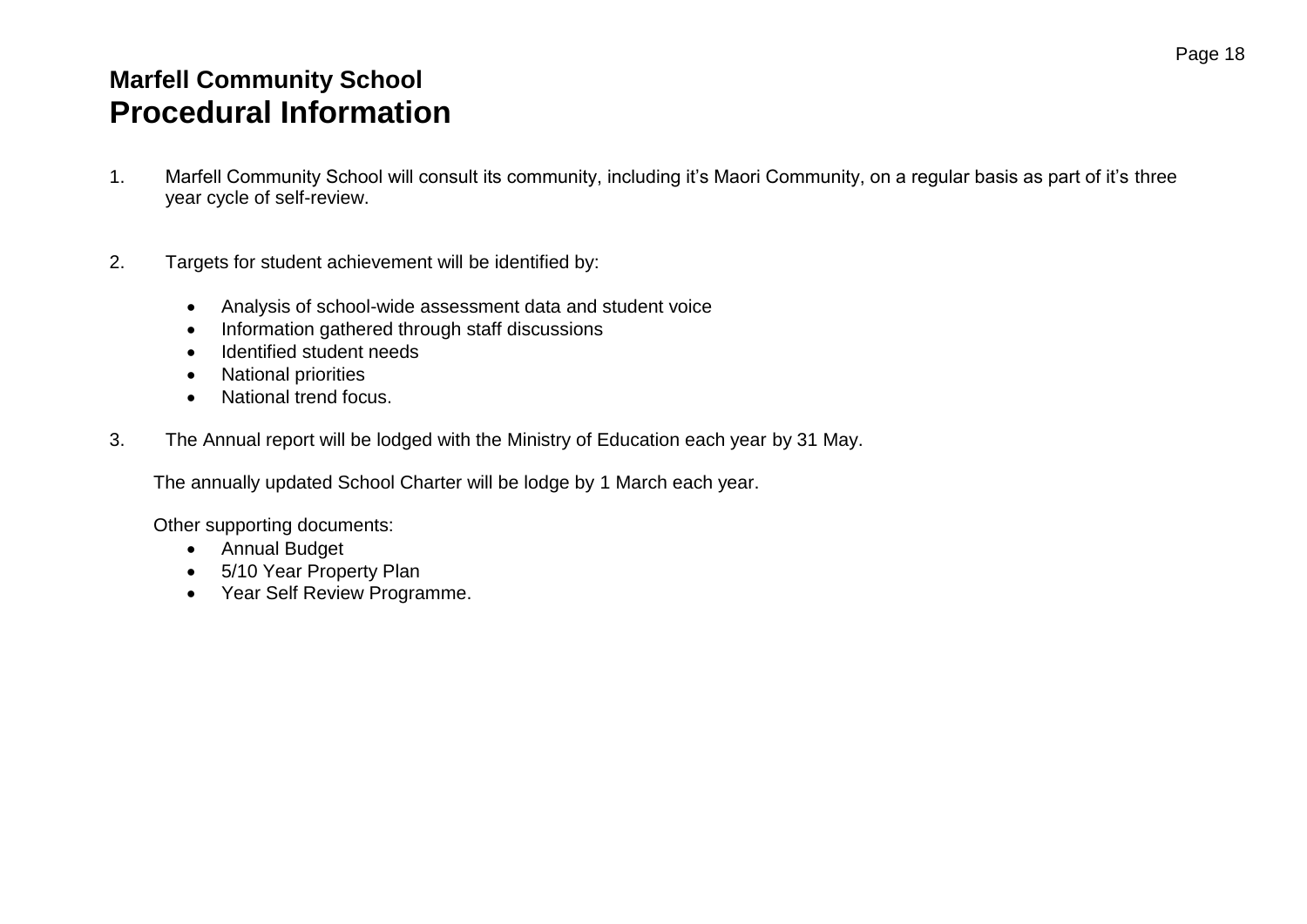**Marfell Community School**

# Procedural Information

1. Marfell Community School will consult its community, including it's Maori Community, on a regular basis as part of it's three year cycle of self-review.

2. Targets for student achievement will be identified by:

   - Analysis of school-wide assessment data and student voice
   - Information gathered through staff discussions
   - Identified student needs
   - National priorities
   - National trend focus.

3. The Annual report will be lodged with the Ministry of Education each year by 31 May.

   The annually updated School Charter will be lodge by 1 March each year.

   Other supporting documents:

   - Annual Budget
   - 5/10 Year Property Plan
   - Year Self Review Programme.